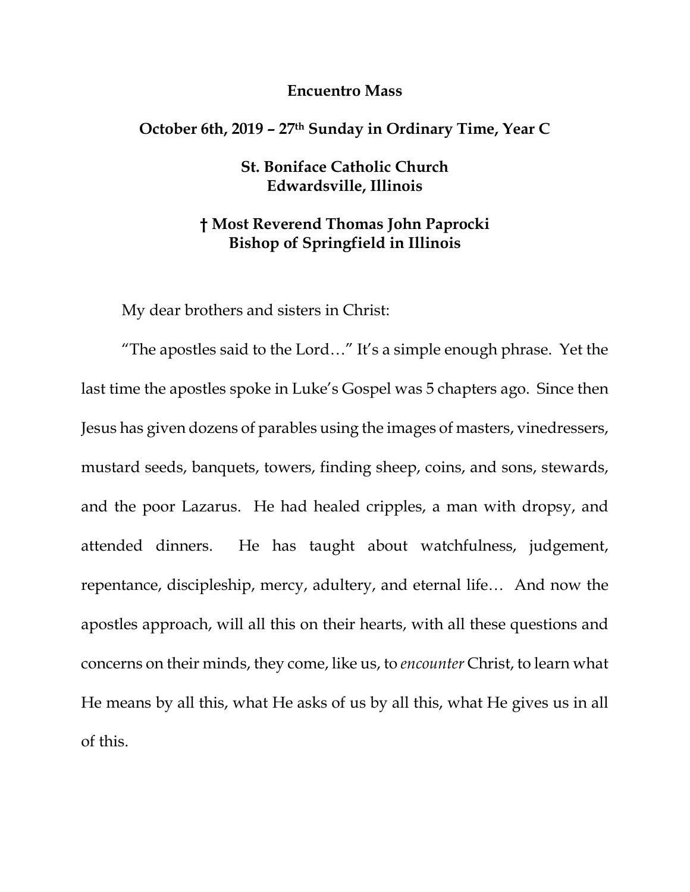**Encuentro Mass**

**October 6th, 2019 – 27th Sunday in Ordinary Time, Year C**

**St. Boniface Catholic Church**
**Edwardsville, Illinois**

**† Most Reverend Thomas John Paprocki**
**Bishop of Springfield in Illinois**

My dear brothers and sisters in Christ:

"The apostles said to the Lord…" It's a simple enough phrase. Yet the last time the apostles spoke in Luke's Gospel was 5 chapters ago. Since then Jesus has given dozens of parables using the images of masters, vinedressers, mustard seeds, banquets, towers, finding sheep, coins, and sons, stewards, and the poor Lazarus. He had healed cripples, a man with dropsy, and attended dinners. He has taught about watchfulness, judgement, repentance, discipleship, mercy, adultery, and eternal life… And now the apostles approach, will all this on their hearts, with all these questions and concerns on their minds, they come, like us, to *encounter* Christ, to learn what He means by all this, what He asks of us by all this, what He gives us in all of this.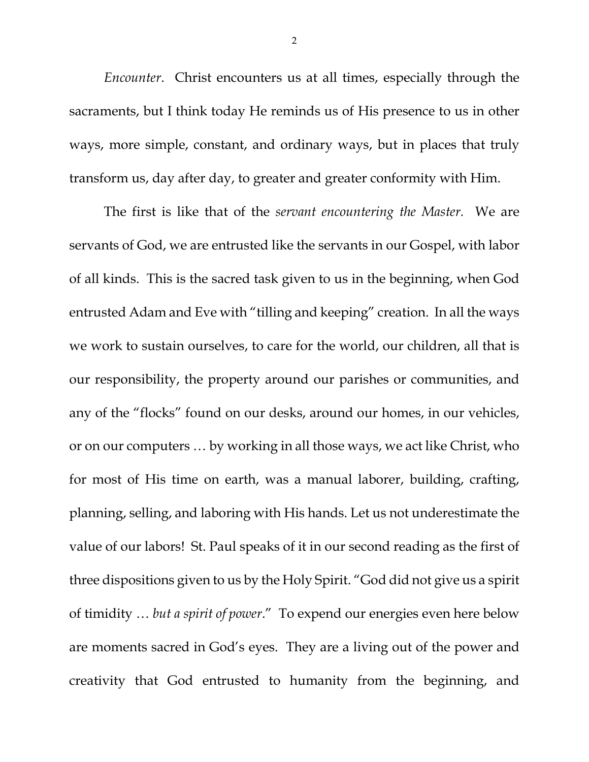*Encounter*. Christ encounters us at all times, especially through the sacraments, but I think today He reminds us of His presence to us in other ways, more simple, constant, and ordinary ways, but in places that truly transform us, day after day, to greater and greater conformity with Him.

The first is like that of the *servant encountering the Master.* We are servants of God, we are entrusted like the servants in our Gospel, with labor of all kinds. This is the sacred task given to us in the beginning, when God entrusted Adam and Eve with "tilling and keeping" creation. In all the ways we work to sustain ourselves, to care for the world, our children, all that is our responsibility, the property around our parishes or communities, and any of the "flocks" found on our desks, around our homes, in our vehicles, or on our computers … by working in all those ways, we act like Christ, who for most of His time on earth, was a manual laborer, building, crafting, planning, selling, and laboring with His hands. Let us not underestimate the value of our labors! St. Paul speaks of it in our second reading as the first of three dispositions given to us by the Holy Spirit. "God did not give us a spirit of timidity … *but a spirit of power*." To expend our energies even here below are moments sacred in God's eyes. They are a living out of the power and creativity that God entrusted to humanity from the beginning, and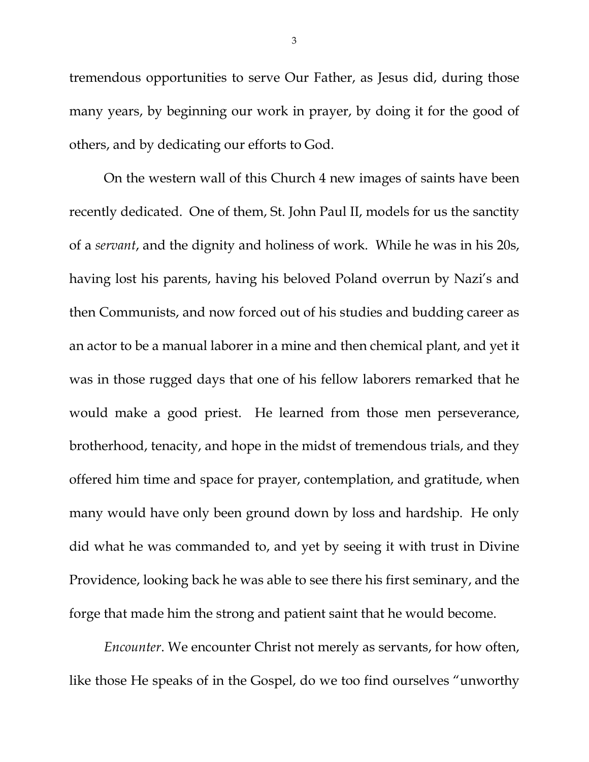tremendous opportunities to serve Our Father, as Jesus did, during those many years, by beginning our work in prayer, by doing it for the good of others, and by dedicating our efforts to God.

On the western wall of this Church 4 new images of saints have been recently dedicated. One of them, St. John Paul II, models for us the sanctity of a *servant*, and the dignity and holiness of work. While he was in his 20s, having lost his parents, having his beloved Poland overrun by Nazi's and then Communists, and now forced out of his studies and budding career as an actor to be a manual laborer in a mine and then chemical plant, and yet it was in those rugged days that one of his fellow laborers remarked that he would make a good priest. He learned from those men perseverance, brotherhood, tenacity, and hope in the midst of tremendous trials, and they offered him time and space for prayer, contemplation, and gratitude, when many would have only been ground down by loss and hardship. He only did what he was commanded to, and yet by seeing it with trust in Divine Providence, looking back he was able to see there his first seminary, and the forge that made him the strong and patient saint that he would become.

*Encounter*. We encounter Christ not merely as servants, for how often, like those He speaks of in the Gospel, do we too find ourselves "unworthy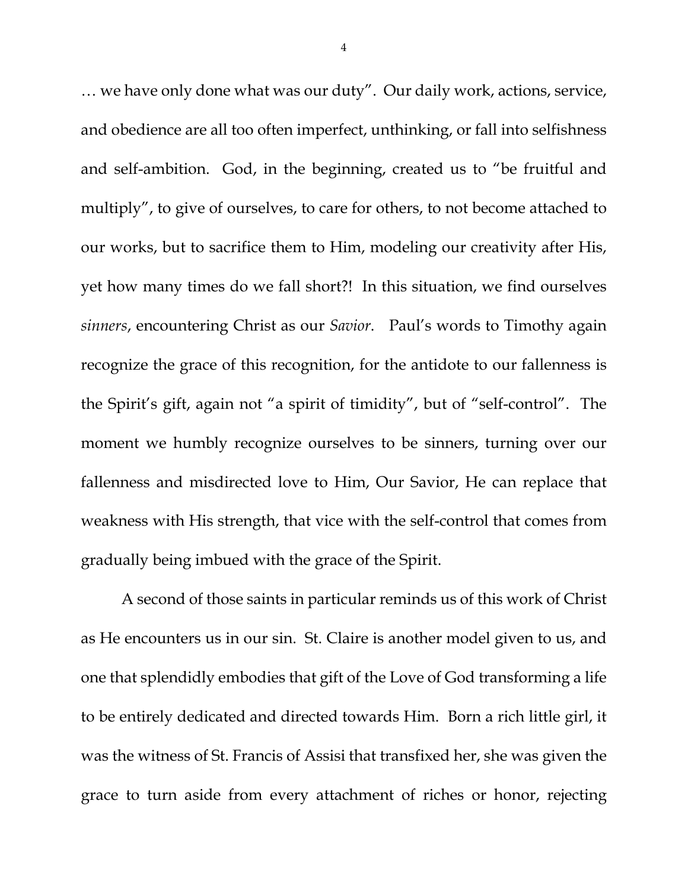… we have only done what was our duty". Our daily work, actions, service, and obedience are all too often imperfect, unthinking, or fall into selfishness and self-ambition. God, in the beginning, created us to "be fruitful and multiply", to give of ourselves, to care for others, to not become attached to our works, but to sacrifice them to Him, modeling our creativity after His, yet how many times do we fall short?! In this situation, we find ourselves *sinners*, encountering Christ as our *Savior*. Paul's words to Timothy again recognize the grace of this recognition, for the antidote to our fallenness is the Spirit's gift, again not "a spirit of timidity", but of "self-control". The moment we humbly recognize ourselves to be sinners, turning over our fallenness and misdirected love to Him, Our Savior, He can replace that weakness with His strength, that vice with the self-control that comes from gradually being imbued with the grace of the Spirit.

A second of those saints in particular reminds us of this work of Christ as He encounters us in our sin. St. Claire is another model given to us, and one that splendidly embodies that gift of the Love of God transforming a life to be entirely dedicated and directed towards Him. Born a rich little girl, it was the witness of St. Francis of Assisi that transfixed her, she was given the grace to turn aside from every attachment of riches or honor, rejecting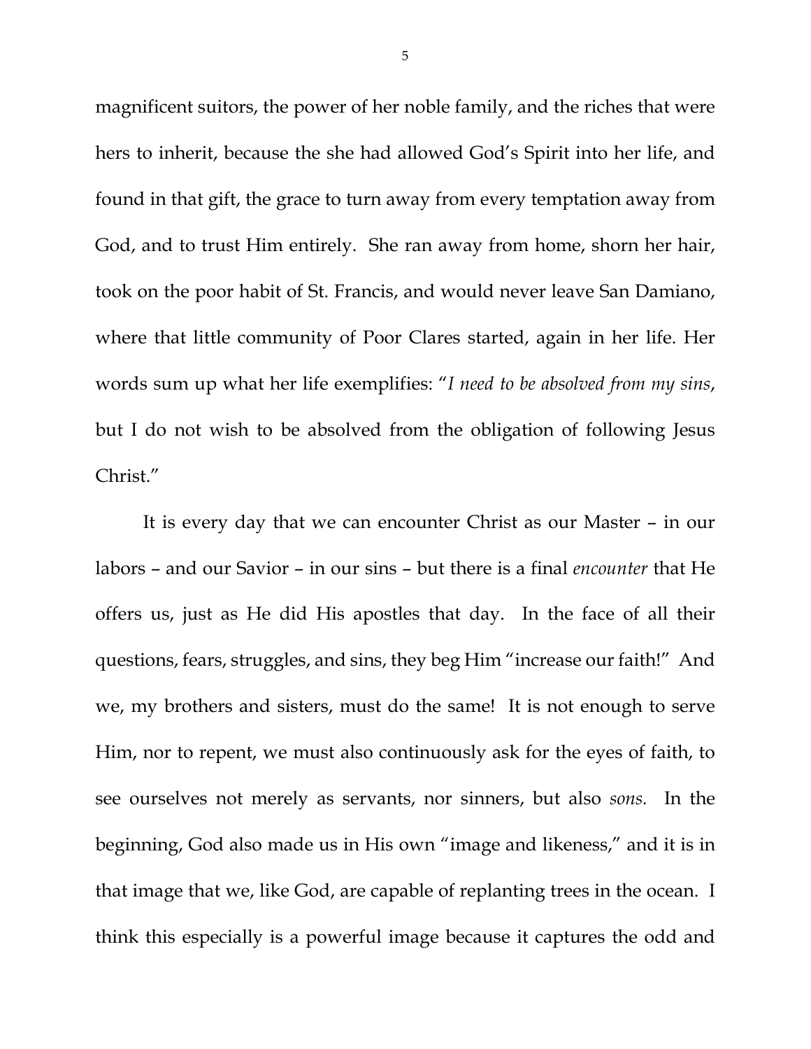magnificent suitors, the power of her noble family, and the riches that were hers to inherit, because the she had allowed God's Spirit into her life, and found in that gift, the grace to turn away from every temptation away from God, and to trust Him entirely. She ran away from home, shorn her hair, took on the poor habit of St. Francis, and would never leave San Damiano, where that little community of Poor Clares started, again in her life. Her words sum up what her life exemplifies: "*I need to be absolved from my sins*, but I do not wish to be absolved from the obligation of following Jesus Christ."

It is every day that we can encounter Christ as our Master – in our labors – and our Savior – in our sins – but there is a final *encounter* that He offers us, just as He did His apostles that day. In the face of all their questions, fears, struggles, and sins, they beg Him "increase our faith!" And we, my brothers and sisters, must do the same! It is not enough to serve Him, nor to repent, we must also continuously ask for the eyes of faith, to see ourselves not merely as servants, nor sinners, but also *sons.* In the beginning, God also made us in His own "image and likeness," and it is in that image that we, like God, are capable of replanting trees in the ocean. I think this especially is a powerful image because it captures the odd and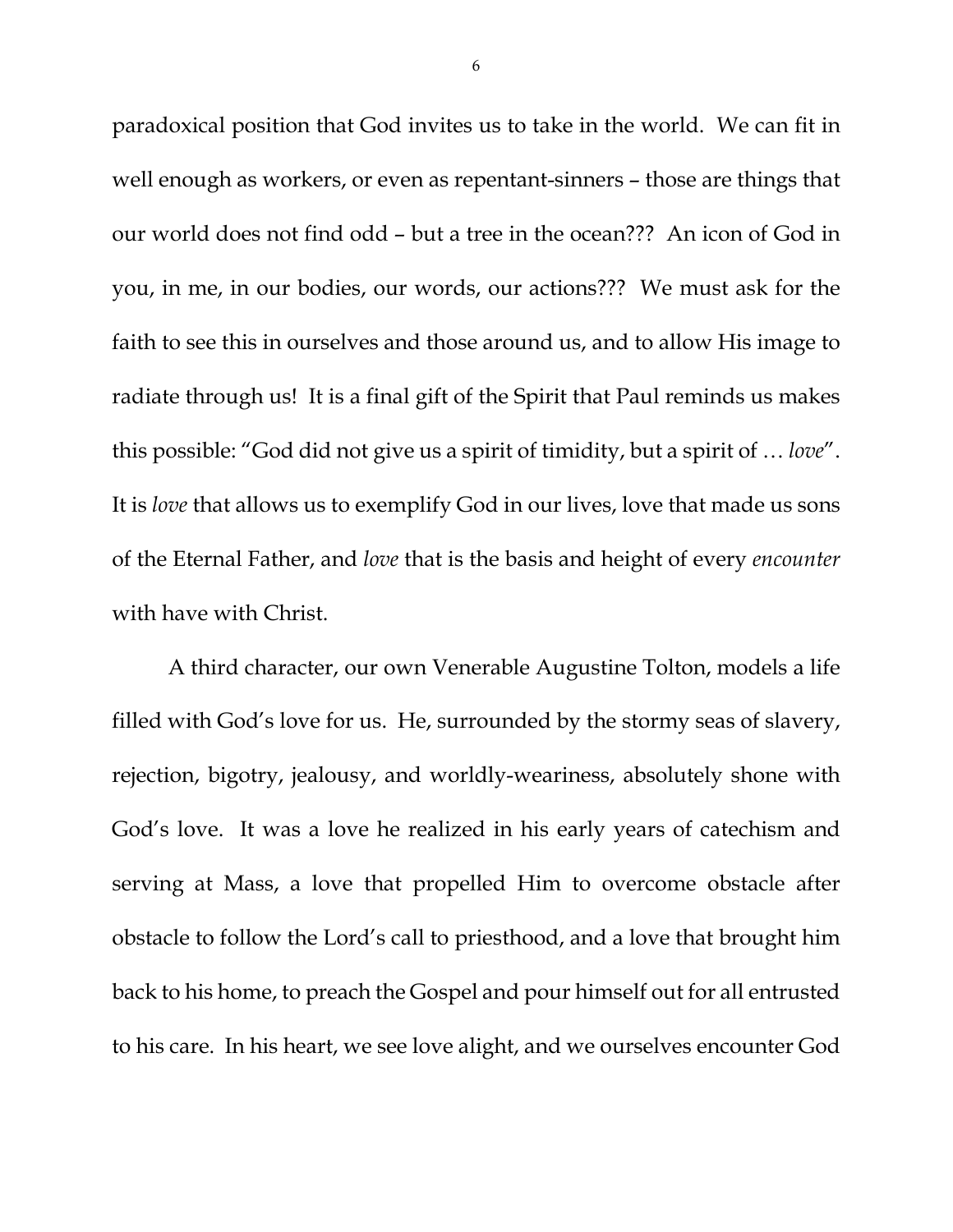paradoxical position that God invites us to take in the world. We can fit in well enough as workers, or even as repentant-sinners – those are things that our world does not find odd – but a tree in the ocean??? An icon of God in you, in me, in our bodies, our words, our actions??? We must ask for the faith to see this in ourselves and those around us, and to allow His image to radiate through us! It is a final gift of the Spirit that Paul reminds us makes this possible: "God did not give us a spirit of timidity, but a spirit of … *love*". It is *love* that allows us to exemplify God in our lives, love that made us sons of the Eternal Father, and *love* that is the basis and height of every *encounter* with have with Christ.

A third character, our own Venerable Augustine Tolton, models a life filled with God's love for us. He, surrounded by the stormy seas of slavery, rejection, bigotry, jealousy, and worldly-weariness, absolutely shone with God's love. It was a love he realized in his early years of catechism and serving at Mass, a love that propelled Him to overcome obstacle after obstacle to follow the Lord's call to priesthood, and a love that brought him back to his home, to preach the Gospel and pour himself out for all entrusted to his care. In his heart, we see love alight, and we ourselves encounter God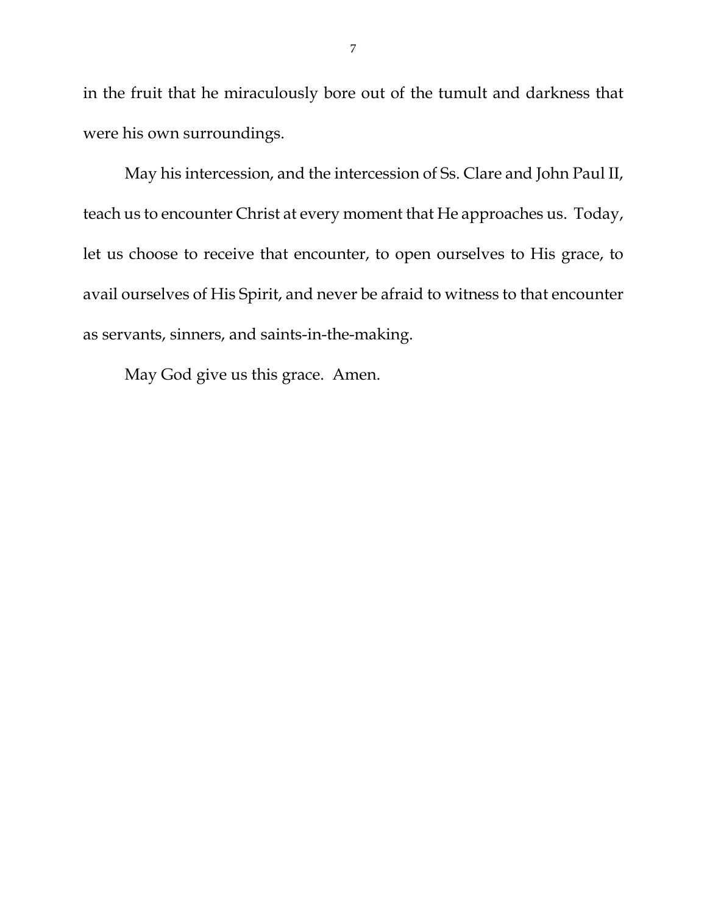in the fruit that he miraculously bore out of the tumult and darkness that were his own surroundings.

May his intercession, and the intercession of Ss. Clare and John Paul II, teach us to encounter Christ at every moment that He approaches us. Today, let us choose to receive that encounter, to open ourselves to His grace, to avail ourselves of His Spirit, and never be afraid to witness to that encounter as servants, sinners, and saints-in-the-making.

May God give us this grace. Amen.